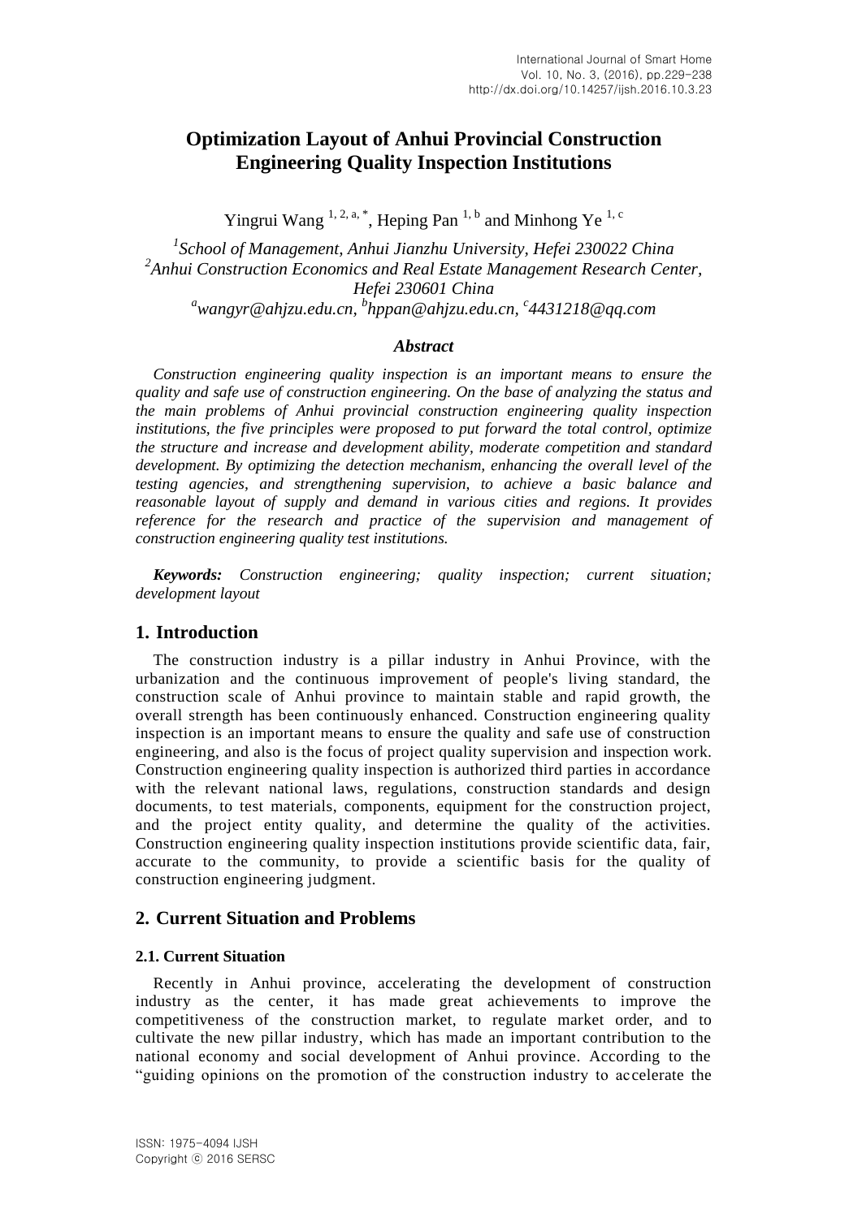# Optimization Layout of Anhui Provincial Construction Engineering Quality Inspection Institutions

Yingrui Wang [1, 2, a, *], Heping Pan [1, b] and Minhong Ye [1, c]

[1]*School of Management, Anhui Jianzhu University, Hefei 230022 China*
[2]*Anhui Construction Economics and Real Estate Management Research Center, Hefei 230601 China*
[a]*wangyr@ahjzu.edu.cn*, [b]*hppan@ahjzu.edu.cn*, [c]*4431218@qq.com*

### *Abstract*

*Construction engineering quality inspection is an important means to ensure the quality and safe use of construction engineering. On the base of analyzing the status and the main problems of Anhui provincial construction engineering quality inspection institutions, the five principles were proposed to put forward the total control, optimize the structure and increase and development ability, moderate competition and standard development. By optimizing the detection mechanism, enhancing the overall level of the testing agencies, and strengthening supervision, to achieve a basic balance and reasonable layout of supply and demand in various cities and regions. It provides reference for the research and practice of the supervision and management of construction engineering quality test institutions.*

***Keywords:*** *Construction engineering; quality inspection; current situation; development layout*

## 1. Introduction

The construction industry is a pillar industry in Anhui Province, with the urbanization and the continuous improvement of people's living standard, the construction scale of Anhui province to maintain stable and rapid growth, the overall strength has been continuously enhanced. Construction engineering quality inspection is an important means to ensure the quality and safe use of construction engineering, and also is the focus of project quality supervision and inspection work. Construction engineering quality inspection is authorized third parties in accordance with the relevant national laws, regulations, construction standards and design documents, to test materials, components, equipment for the construction project, and the project entity quality, and determine the quality of the activities. Construction engineering quality inspection institutions provide scientific data, fair, accurate to the community, to provide a scientific basis for the quality of construction engineering judgment.

## 2. Current Situation and Problems

### 2.1. Current Situation

Recently in Anhui province, accelerating the development of construction industry as the center, it has made great achievements to improve the competitiveness of the construction market, to regulate market order, and to cultivate the new pillar industry, which has made an important contribution to the national economy and social development of Anhui province. According to the "guiding opinions on the promotion of the construction industry to accelerate the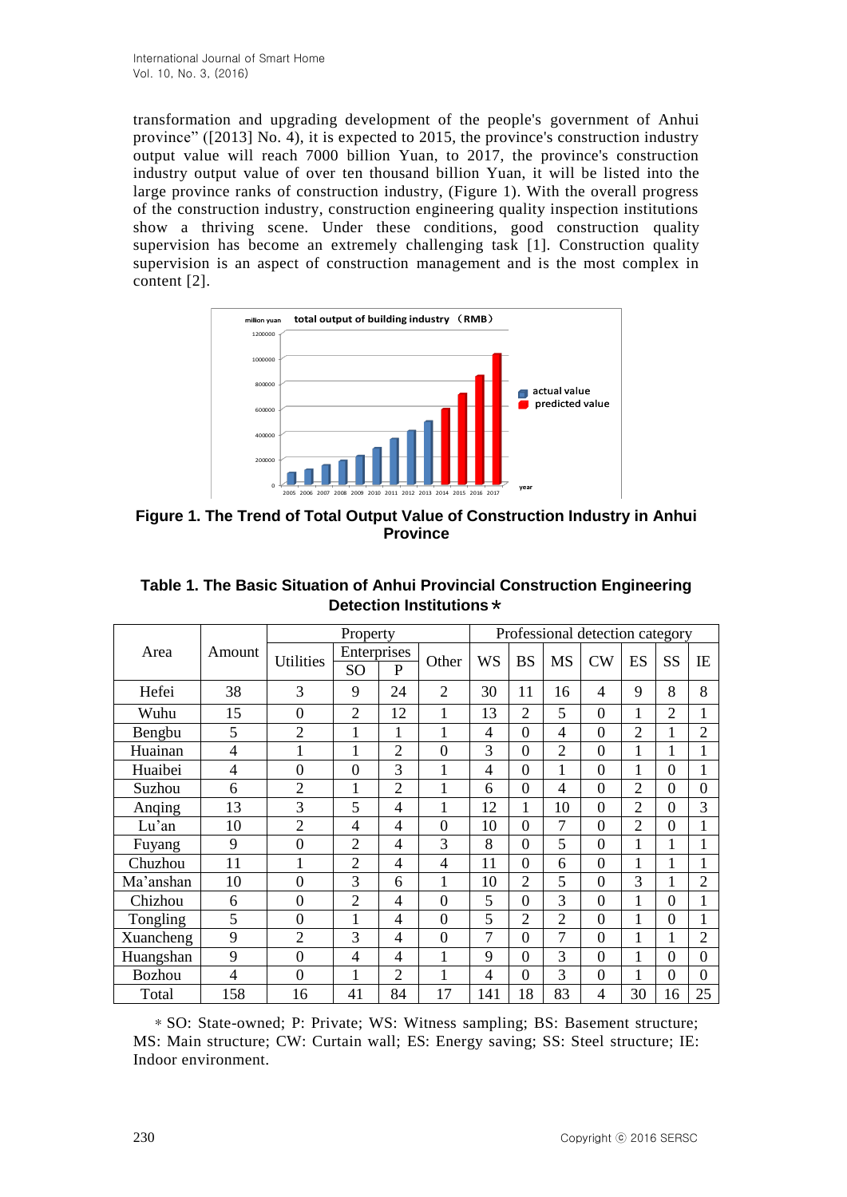transformation and upgrading development of the people's government of Anhui province" ([2013] No. 4), it is expected to 2015, the province's construction industry output value will reach 7000 billion Yuan, to 2017, the province's construction industry output value of over ten thousand billion Yuan, it will be listed into the large province ranks of construction industry, (Figure 1). With the overall progress of the construction industry, construction engineering quality inspection institutions show a thriving scene. Under these conditions, good construction quality supervision has become an extremely challenging task [1]. Construction quality supervision is an aspect of construction management and is the most complex in content [2].

**Figure 1. The Trend of Total Output Value of Construction Industry in Anhui Province**

**Table 1. The Basic Situation of Anhui Provincial Construction Engineering Detection Institutions*⁎***

| Area | Amount | Property | | | | Professional detection category | | | | | | |
|---|---|---|---|---|---|---|---|---|---|---|---|---|
| | | Utilities | Enterprises | | Other | WS | BS | MS | CW | ES | SS | IE |
| | | | SO | P | | | | | | | | |
| Hefei | 38 | 3 | 9 | 24 | 2 | 30 | 11 | 16 | 4 | 9 | 8 | 8 |
| Wuhu | 15 | 0 | 2 | 12 | 1 | 13 | 2 | 5 | 0 | 1 | 2 | 1 |
| Bengbu | 5 | 2 | 1 | 1 | 1 | 4 | 0 | 4 | 0 | 2 | 1 | 2 |
| Huainan | 4 | 1 | 1 | 2 | 0 | 3 | 0 | 2 | 0 | 1 | 1 | 1 |
| Huaibei | 4 | 0 | 0 | 3 | 1 | 4 | 0 | 1 | 0 | 1 | 0 | 1 |
| Suzhou | 6 | 2 | 1 | 2 | 1 | 6 | 0 | 4 | 0 | 2 | 0 | 0 |
| Anqing | 13 | 3 | 5 | 4 | 1 | 12 | 1 | 10 | 0 | 2 | 0 | 3 |
| Lu'an | 10 | 2 | 4 | 4 | 0 | 10 | 0 | 7 | 0 | 2 | 0 | 1 |
| Fuyang | 9 | 0 | 2 | 4 | 3 | 8 | 0 | 5 | 0 | 1 | 1 | 1 |
| Chuzhou | 11 | 1 | 2 | 4 | 4 | 11 | 0 | 6 | 0 | 1 | 1 | 1 |
| Ma'anshan | 10 | 0 | 3 | 6 | 1 | 10 | 2 | 5 | 0 | 3 | 1 | 2 |
| Chizhou | 6 | 0 | 2 | 4 | 0 | 5 | 0 | 3 | 0 | 1 | 0 | 1 |
| Tongling | 5 | 0 | 1 | 4 | 0 | 5 | 2 | 2 | 0 | 1 | 0 | 1 |
| Xuancheng | 9 | 2 | 3 | 4 | 0 | 7 | 0 | 7 | 0 | 1 | 1 | 2 |
| Huangshan | 9 | 0 | 4 | 4 | 1 | 9 | 0 | 3 | 0 | 1 | 0 | 0 |
| Bozhou | 4 | 0 | 1 | 2 | 1 | 4 | 0 | 3 | 0 | 1 | 0 | 0 |
| Total | 158 | 16 | 41 | 84 | 17 | 141 | 18 | 83 | 4 | 30 | 16 | 25 |

⁎ SO: State-owned; P: Private; WS: Witness sampling; BS: Basement structure; MS: Main structure; CW: Curtain wall; ES: Energy saving; SS: Steel structure; IE: Indoor environment.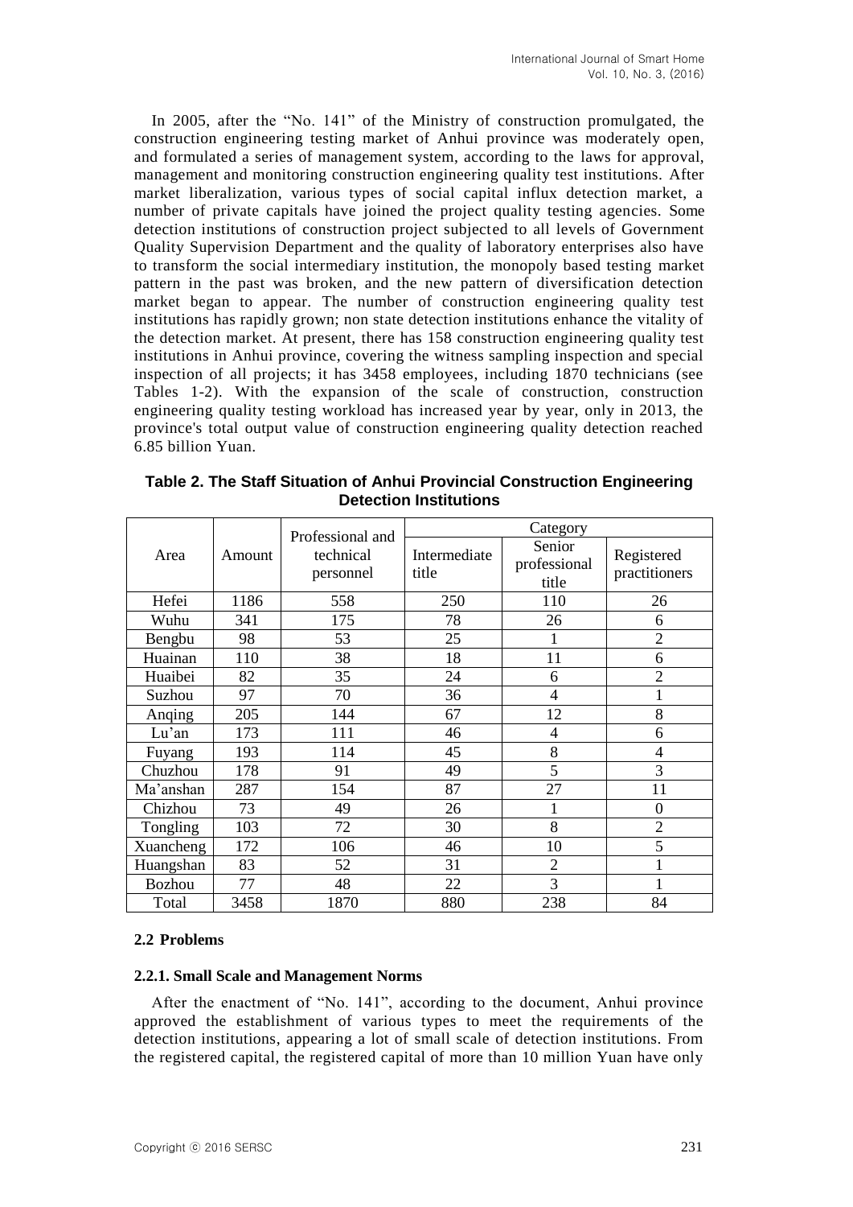In 2005, after the "No. 141" of the Ministry of construction promulgated, the construction engineering testing market of Anhui province was moderately open, and formulated a series of management system, according to the laws for approval, management and monitoring construction engineering quality test institutions. After market liberalization, various types of social capital influx detection market, a number of private capitals have joined the project quality testing agencies. Some detection institutions of construction project subjected to all levels of Government Quality Supervision Department and the quality of laboratory enterprises also have to transform the social intermediary institution, the monopoly based testing market pattern in the past was broken, and the new pattern of diversification detection market began to appear. The number of construction engineering quality test institutions has rapidly grown; non state detection institutions enhance the vitality of the detection market. At present, there has 158 construction engineering quality test institutions in Anhui province, covering the witness sampling inspection and special inspection of all projects; it has 3458 employees, including 1870 technicians (see Tables 1-2). With the expansion of the scale of construction, construction engineering quality testing workload has increased year by year, only in 2013, the province's total output value of construction engineering quality detection reached 6.85 billion Yuan.

**Table 2. The Staff Situation of Anhui Provincial Construction Engineering Detection Institutions**

| Area | Amount | Professional and technical personnel | Category | | |
|---|---|---|---|---|---|
| | | | Intermediate title | Senior professional title | Registered practitioners |
| Hefei | 1186 | 558 | 250 | 110 | 26 |
| Wuhu | 341 | 175 | 78 | 26 | 6 |
| Bengbu | 98 | 53 | 25 | 1 | 2 |
| Huainan | 110 | 38 | 18 | 11 | 6 |
| Huaibei | 82 | 35 | 24 | 6 | 2 |
| Suzhou | 97 | 70 | 36 | 4 | 1 |
| Anqing | 205 | 144 | 67 | 12 | 8 |
| Lu'an | 173 | 111 | 46 | 4 | 6 |
| Fuyang | 193 | 114 | 45 | 8 | 4 |
| Chuzhou | 178 | 91 | 49 | 5 | 3 |
| Ma'anshan | 287 | 154 | 87 | 27 | 11 |
| Chizhou | 73 | 49 | 26 | 1 | 0 |
| Tongling | 103 | 72 | 30 | 8 | 2 |
| Xuancheng | 172 | 106 | 46 | 10 | 5 |
| Huangshan | 83 | 52 | 31 | 2 | 1 |
| Bozhou | 77 | 48 | 22 | 3 | 1 |
| Total | 3458 | 1870 | 880 | 238 | 84 |

### 2.2 Problems

#### 2.2.1. Small Scale and Management Norms

After the enactment of "No. 141", according to the document, Anhui province approved the establishment of various types to meet the requirements of the detection institutions, appearing a lot of small scale of detection institutions. From the registered capital, the registered capital of more than 10 million Yuan have only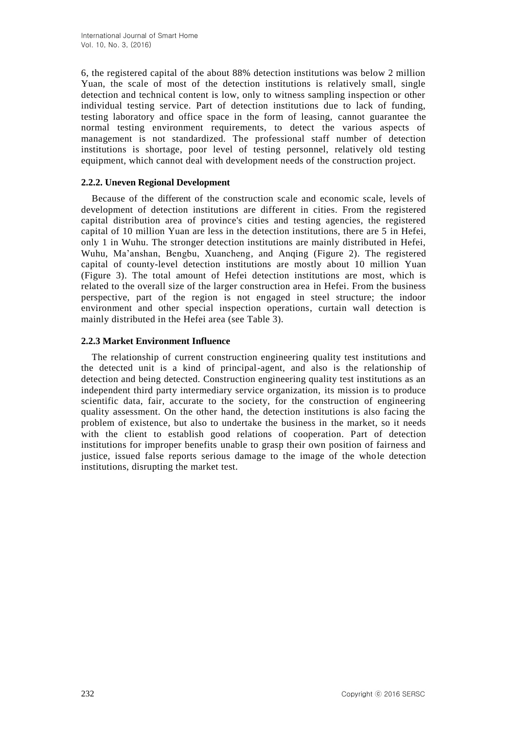6, the registered capital of the about 88% detection institutions was below 2 million Yuan, the scale of most of the detection institutions is relatively small, single detection and technical content is low, only to witness sampling inspection or other individual testing service. Part of detection institutions due to lack of funding, testing laboratory and office space in the form of leasing, cannot guarantee the normal testing environment requirements, to detect the various aspects of management is not standardized. The professional staff number of detection institutions is shortage, poor level of testing personnel, relatively old testing equipment, which cannot deal with development needs of the construction project.

#### 2.2.2. Uneven Regional Development

Because of the different of the construction scale and economic scale, levels of development of detection institutions are different in cities. From the registered capital distribution area of province's cities and testing agencies, the registered capital of 10 million Yuan are less in the detection institutions, there are 5 in Hefei, only 1 in Wuhu. The stronger detection institutions are mainly distributed in Hefei, Wuhu, Ma'anshan, Bengbu, Xuancheng, and Anqing (Figure 2). The registered capital of county-level detection institutions are mostly about 10 million Yuan (Figure 3). The total amount of Hefei detection institutions are most, which is related to the overall size of the larger construction area in Hefei. From the business perspective, part of the region is not engaged in steel structure; the indoor environment and other special inspection operations, curtain wall detection is mainly distributed in the Hefei area (see Table 3).

#### 2.2.3 Market Environment Influence

The relationship of current construction engineering quality test institutions and the detected unit is a kind of principal-agent, and also is the relationship of detection and being detected. Construction engineering quality test institutions as an independent third party intermediary service organization, its mission is to produce scientific data, fair, accurate to the society, for the construction of engineering quality assessment. On the other hand, the detection institutions is also facing the problem of existence, but also to undertake the business in the market, so it needs with the client to establish good relations of cooperation. Part of detection institutions for improper benefits unable to grasp their own position of fairness and justice, issued false reports serious damage to the image of the whole detection institutions, disrupting the market test.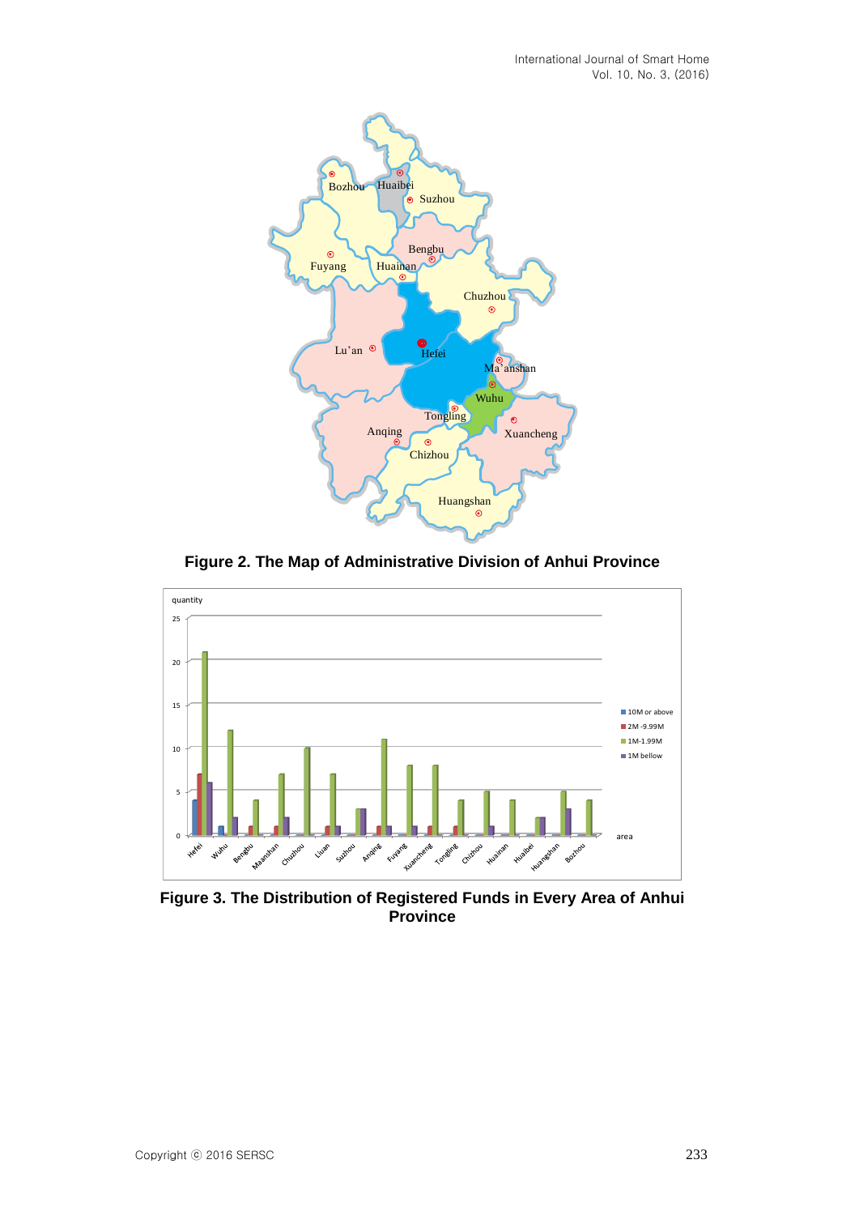Figure 2. The Map of Administrative Division of Anhui Province

Figure 3. The Distribution of Registered Funds in Every Area of Anhui Province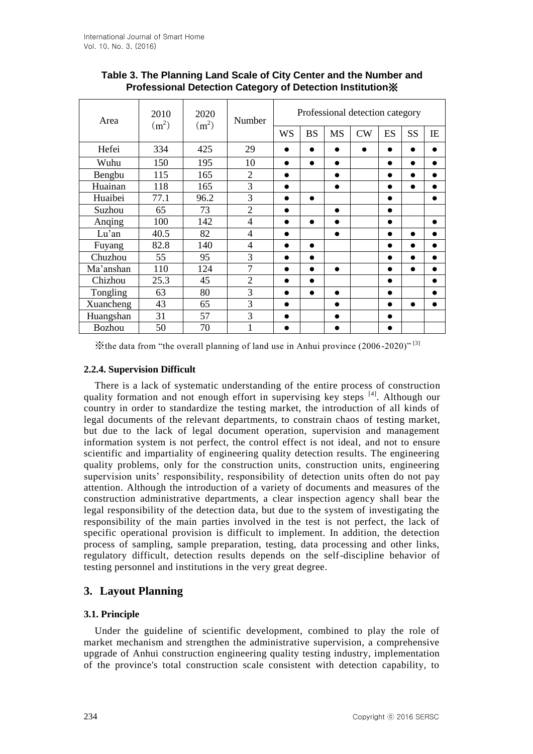**Table 3. The Planning Land Scale of City Center and the Number and Professional Detection Category of Detection Institution※**

| Area | 2010 ($m^2$) | 2020 ($m^2$) | Number | Professional detection category | | | | | | |
|---|---|---|---|---|---|---|---|---|---|---|
| | | | | WS | BS | MS | CW | ES | SS | IE |
| Hefei | 334 | 425 | 29 | ● | ● | ● | ● | ● | ● | ● |
| Wuhu | 150 | 195 | 10 | ● | ● | ● | | ● | ● | ● |
| Bengbu | 115 | 165 | 2 | ● | | ● | | ● | ● | ● |
| Huainan | 118 | 165 | 3 | ● | | ● | | ● | ● | ● |
| Huaibei | 77.1 | 96.2 | 3 | ● | ● | | | ● | | ● |
| Suzhou | 65 | 73 | 2 | ● | | ● | | ● | | |
| Anqing | 100 | 142 | 4 | ● | ● | ● | | ● | | ● |
| Lu'an | 40.5 | 82 | 4 | ● | | ● | | ● | ● | ● |
| Fuyang | 82.8 | 140 | 4 | ● | ● | | | ● | ● | ● |
| Chuzhou | 55 | 95 | 3 | ● | ● | | | ● | ● | ● |
| Ma'anshan | 110 | 124 | 7 | ● | ● | ● | | ● | ● | ● |
| Chizhou | 25.3 | 45 | 2 | ● | ● | | | ● | | ● |
| Tongling | 63 | 80 | 3 | ● | ● | ● | | ● | | ● |
| Xuancheng | 43 | 65 | 3 | ● | | ● | | ● | ● | ● |
| Huangshan | 31 | 57 | 3 | ● | | ● | | ● | | |
| Bozhou | 50 | 70 | 1 | ● | | ● | | ● | | |

※the data from "the overall planning of land use in Anhui province (2006-2020)" [3]

### 2.2.4. Supervision Difficult

There is a lack of systematic understanding of the entire process of construction quality formation and not enough effort in supervising key steps [4]. Although our country in order to standardize the testing market, the introduction of all kinds of legal documents of the relevant departments, to constrain chaos of testing market, but due to the lack of legal document operation, supervision and management information system is not perfect, the control effect is not ideal, and not to ensure scientific and impartiality of engineering quality detection results. The engineering quality problems, only for the construction units, construction units, engineering supervision units' responsibility, responsibility of detection units often do not pay attention. Although the introduction of a variety of documents and measures of the construction administrative departments, a clear inspection agency shall bear the legal responsibility of the detection data, but due to the system of investigating the responsibility of the main parties involved in the test is not perfect, the lack of specific operational provision is difficult to implement. In addition, the detection process of sampling, sample preparation, testing, data processing and other links, regulatory difficult, detection results depends on the self-discipline behavior of testing personnel and institutions in the very great degree.

## 3. Layout Planning

### 3.1. Principle

Under the guideline of scientific development, combined to play the role of market mechanism and strengthen the administrative supervision, a comprehensive upgrade of Anhui construction engineering quality testing industry, implementation of the province's total construction scale consistent with detection capability, to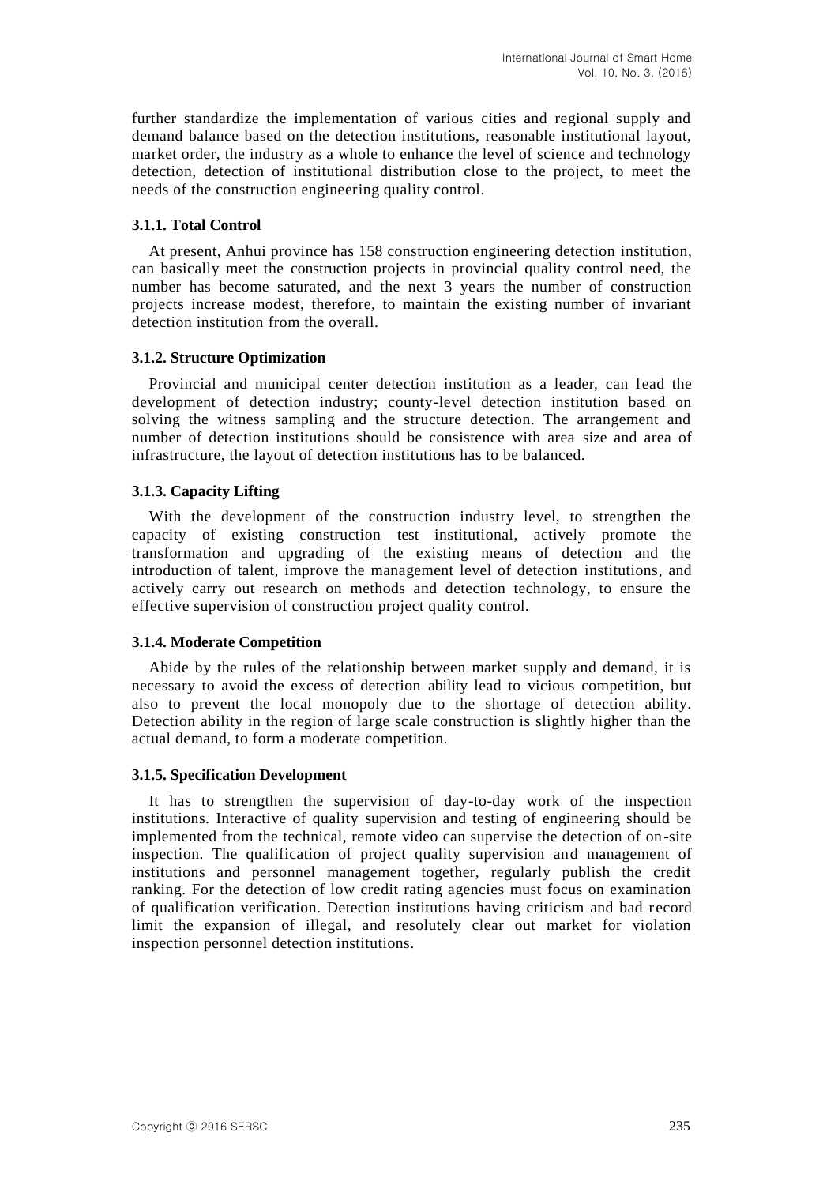further standardize the implementation of various cities and regional supply and demand balance based on the detection institutions, reasonable institutional layout, market order, the industry as a whole to enhance the level of science and technology detection, detection of institutional distribution close to the project, to meet the needs of the construction engineering quality control.

#### 3.1.1. Total Control

At present, Anhui province has 158 construction engineering detection institution, can basically meet the construction projects in provincial quality control need, the number has become saturated, and the next 3 years the number of construction projects increase modest, therefore, to maintain the existing number of invariant detection institution from the overall.

#### 3.1.2. Structure Optimization

Provincial and municipal center detection institution as a leader, can lead the development of detection industry; county-level detection institution based on solving the witness sampling and the structure detection. The arrangement and number of detection institutions should be consistence with area size and area of infrastructure, the layout of detection institutions has to be balanced.

#### 3.1.3. Capacity Lifting

With the development of the construction industry level, to strengthen the capacity of existing construction test institutional, actively promote the transformation and upgrading of the existing means of detection and the introduction of talent, improve the management level of detection institutions, and actively carry out research on methods and detection technology, to ensure the effective supervision of construction project quality control.

#### 3.1.4. Moderate Competition

Abide by the rules of the relationship between market supply and demand, it is necessary to avoid the excess of detection ability lead to vicious competition, but also to prevent the local monopoly due to the shortage of detection ability. Detection ability in the region of large scale construction is slightly higher than the actual demand, to form a moderate competition.

#### 3.1.5. Specification Development

It has to strengthen the supervision of day-to-day work of the inspection institutions. Interactive of quality supervision and testing of engineering should be implemented from the technical, remote video can supervise the detection of on-site inspection. The qualification of project quality supervision and management of institutions and personnel management together, regularly publish the credit ranking. For the detection of low credit rating agencies must focus on examination of qualification verification. Detection institutions having criticism and bad record limit the expansion of illegal, and resolutely clear out market for violation inspection personnel detection institutions.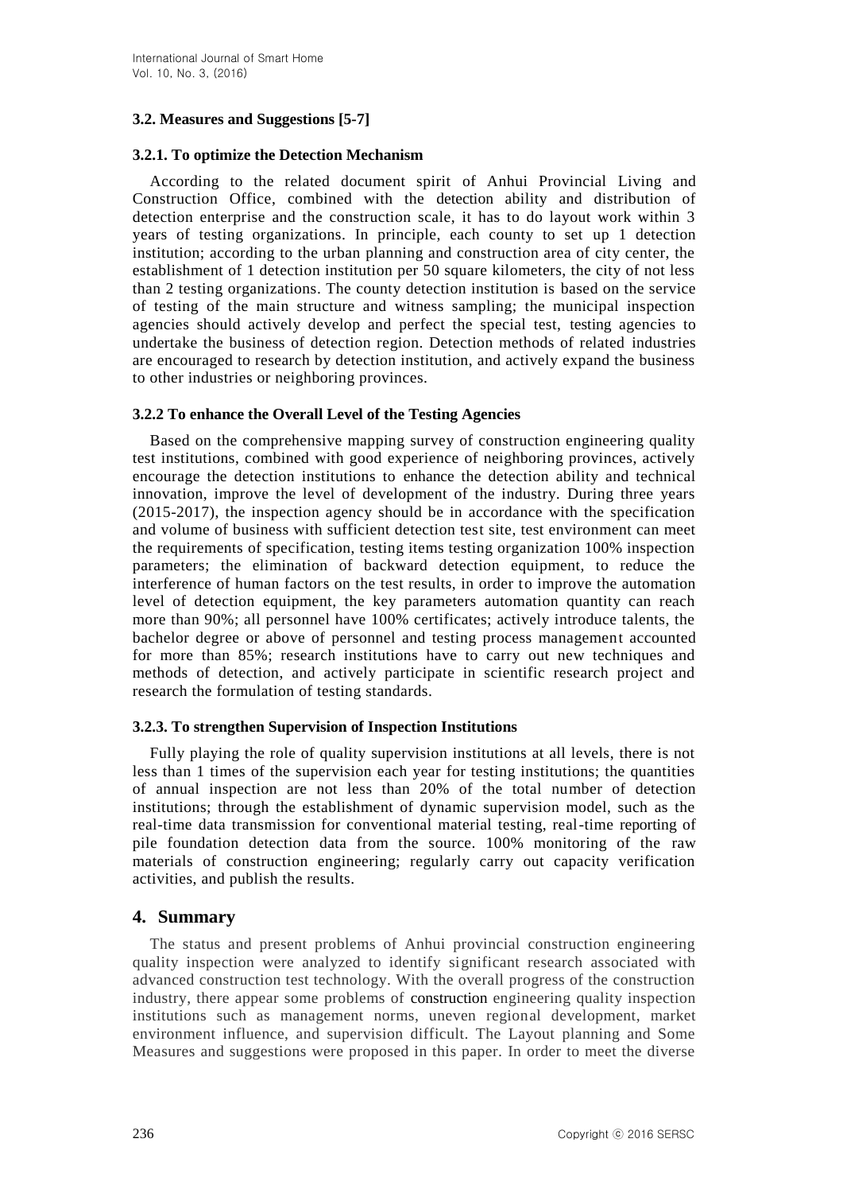### 3.2. Measures and Suggestions [5-7]

#### 3.2.1. To optimize the Detection Mechanism

According to the related document spirit of Anhui Provincial Living and Construction Office, combined with the detection ability and distribution of detection enterprise and the construction scale, it has to do layout work within 3 years of testing organizations. In principle, each county to set up 1 detection institution; according to the urban planning and construction area of city center, the establishment of 1 detection institution per 50 square kilometers, the city of not less than 2 testing organizations. The county detection institution is based on the service of testing of the main structure and witness sampling; the municipal inspection agencies should actively develop and perfect the special test, testing agencies to undertake the business of detection region. Detection methods of related industries are encouraged to research by detection institution, and actively expand the business to other industries or neighboring provinces.

#### 3.2.2 To enhance the Overall Level of the Testing Agencies

Based on the comprehensive mapping survey of construction engineering quality test institutions, combined with good experience of neighboring provinces, actively encourage the detection institutions to enhance the detection ability and technical innovation, improve the level of development of the industry. During three years (2015-2017), the inspection agency should be in accordance with the specification and volume of business with sufficient detection test site, test environment can meet the requirements of specification, testing items testing organization 100% inspection parameters; the elimination of backward detection equipment, to reduce the interference of human factors on the test results, in order to improve the automation level of detection equipment, the key parameters automation quantity can reach more than 90%; all personnel have 100% certificates; actively introduce talents, the bachelor degree or above of personnel and testing process management accounted for more than 85%; research institutions have to carry out new techniques and methods of detection, and actively participate in scientific research project and research the formulation of testing standards.

#### 3.2.3. To strengthen Supervision of Inspection Institutions

Fully playing the role of quality supervision institutions at all levels, there is not less than 1 times of the supervision each year for testing institutions; the quantities of annual inspection are not less than 20% of the total number of detection institutions; through the establishment of dynamic supervision model, such as the real-time data transmission for conventional material testing, real-time reporting of pile foundation detection data from the source. 100% monitoring of the raw materials of construction engineering; regularly carry out capacity verification activities, and publish the results.

## 4. Summary

The status and present problems of Anhui provincial construction engineering quality inspection were analyzed to identify significant research associated with advanced construction test technology. With the overall progress of the construction industry, there appear some problems of construction engineering quality inspection institutions such as management norms, uneven regional development, market environment influence, and supervision difficult. The Layout planning and Some Measures and suggestions were proposed in this paper. In order to meet the diverse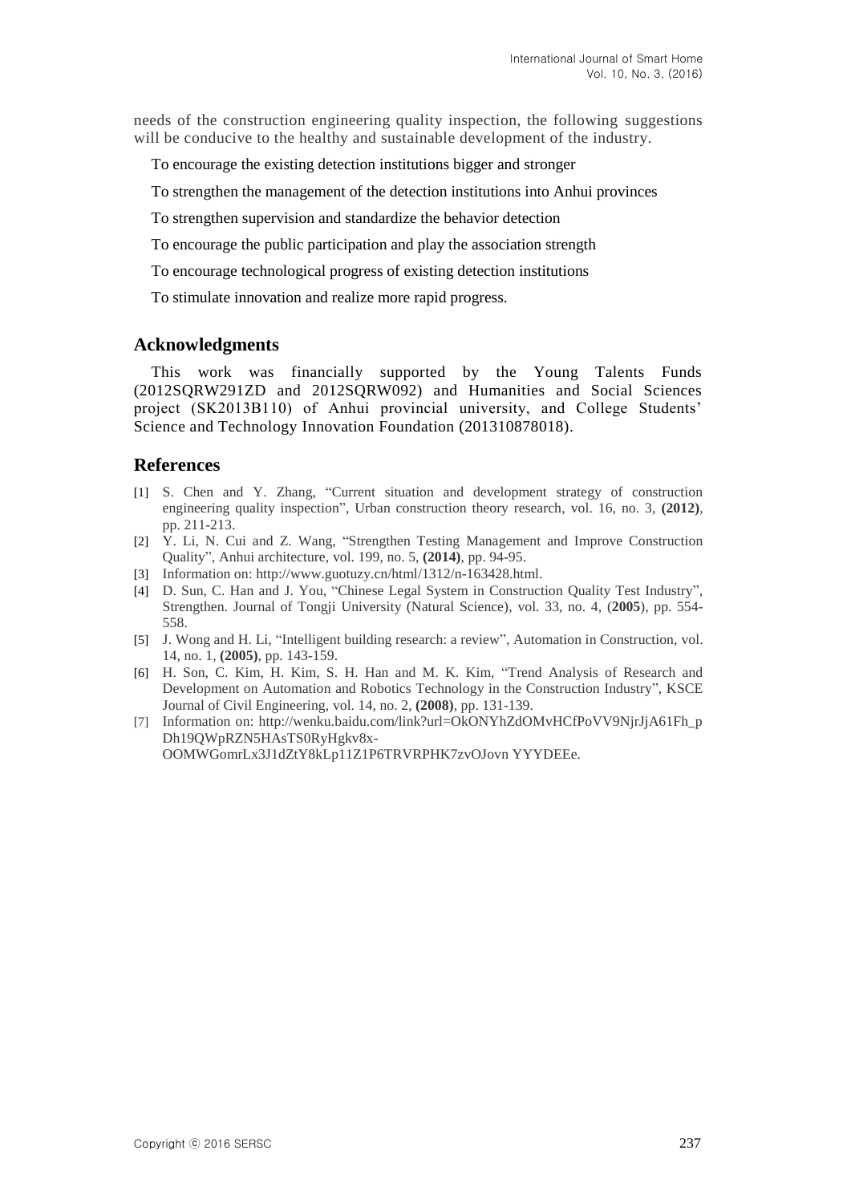needs of the construction engineering quality inspection, the following suggestions will be conducive to the healthy and sustainable development of the industry.

To encourage the existing detection institutions bigger and stronger

To strengthen the management of the detection institutions into Anhui provinces

To strengthen supervision and standardize the behavior detection

To encourage the public participation and play the association strength

To encourage technological progress of existing detection institutions

To stimulate innovation and realize more rapid progress.

## Acknowledgments

This work was financially supported by the Young Talents Funds (2012SQRW291ZD and 2012SQRW092) and Humanities and Social Sciences project (SK2013B110) of Anhui provincial university, and College Students' Science and Technology Innovation Foundation (201310878018).

## References

[1] S. Chen and Y. Zhang, "Current situation and development strategy of construction engineering quality inspection", Urban construction theory research, vol. 16, no. 3, **(2012)**, pp. 211-213.

[2] Y. Li, N. Cui and Z. Wang, "Strengthen Testing Management and Improve Construction Quality", Anhui architecture, vol. 199, no. 5, **(2014)**, pp. 94-95.

[3] Information on: http://www.guotuzy.cn/html/1312/n-163428.html.

[4] D. Sun, C. Han and J. You, "Chinese Legal System in Construction Quality Test Industry", Strengthen. Journal of Tongji University (Natural Science), vol. 33, no. 4, (**2005**), pp. 554-558.

[5] J. Wong and H. Li, "Intelligent building research: a review", Automation in Construction, vol. 14, no. 1, **(2005)**, pp. 143-159.

[6] H. Son, C. Kim, H. Kim, S. H. Han and M. K. Kim, "Trend Analysis of Research and Development on Automation and Robotics Technology in the Construction Industry", KSCE Journal of Civil Engineering, vol. 14, no. 2, **(2008)**, pp. 131-139.

[7] Information on: http://wenku.baidu.com/link?url=OkONYhZdOMvHCfPoVV9NjrJjA61Fh_pDh19QWpRZN5HAsTS0RyHgkv8x-OOMWGomrLx3J1dZtY8kLp11Z1P6TRVRPHK7zvOJovn YYYDEEe.